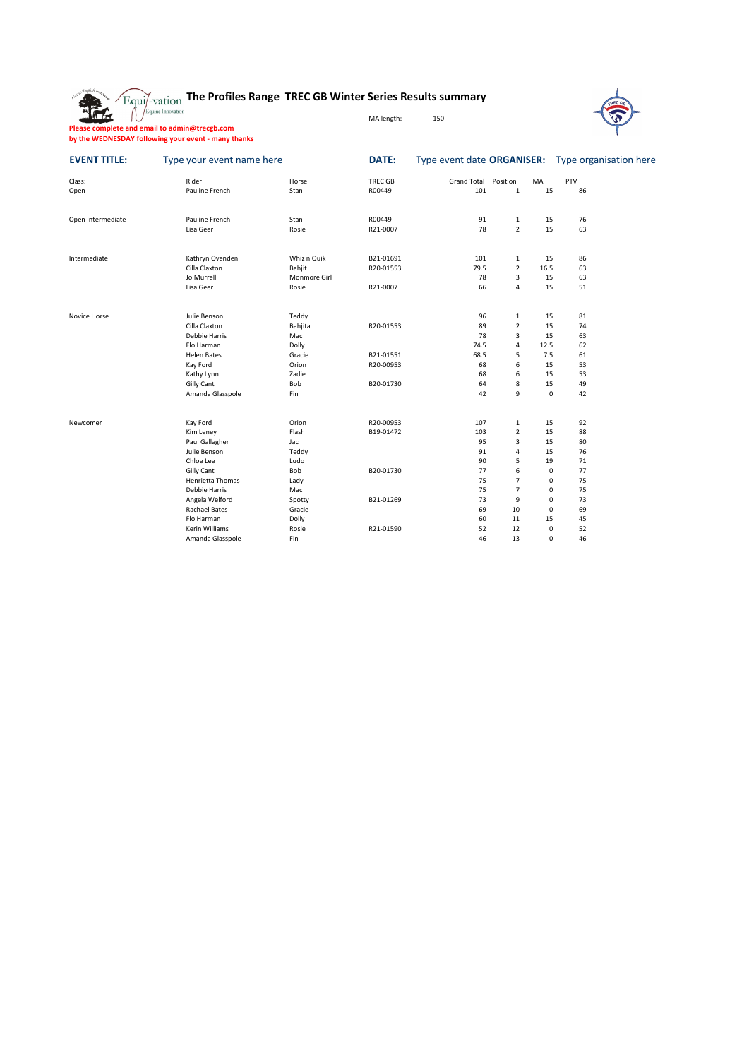# The Profiles Range TREC GB Winter Series Results summary

MA length: 150

**Please complete and email to admin@trecgb.com by the WEDNESDAY following your event - many thanks**

**EVENT TITLE:** Type your event name here **DATE:** Type event date **ORGANISER:** Type organisation here

| Class: | Rider | Horse | TREC GB | Grand Total | Position | MA | PTV |
|---|---|---|---|---|---|---|---|
| Open | Pauline French | Stan | R00449 | 101 | 1 | 15 | 86 |
| | | | | | | | |
| Open Intermediate | Pauline French | Stan | R00449 | 91 | 1 | 15 | 76 |
| | Lisa Geer | Rosie | R21-0007 | 78 | 2 | 15 | 63 |
| | | | | | | | |
| Intermediate | Kathryn Ovenden | Whiz n Quik | B21-01691 | 101 | 1 | 15 | 86 |
| | Cilla Claxton | Bahjit | R20-01553 | 79.5 | 2 | 16.5 | 63 |
| | Jo Murrell | Monmore Girl | | 78 | 3 | 15 | 63 |
| | Lisa Geer | Rosie | R21-0007 | 66 | 4 | 15 | 51 |
| | | | | | | | |
| Novice Horse | Julie Benson | Teddy | | 96 | 1 | 15 | 81 |
| | Cilla Claxton | Bahjita | R20-01553 | 89 | 2 | 15 | 74 |
| | Debbie Harris | Mac | | 78 | 3 | 15 | 63 |
| | Flo Harman | Dolly | | 74.5 | 4 | 12.5 | 62 |
| | Helen Bates | Gracie | B21-01551 | 68.5 | 5 | 7.5 | 61 |
| | Kay Ford | Orion | R20-00953 | 68 | 6 | 15 | 53 |
| | Kathy Lynn | Zadie | | 68 | 6 | 15 | 53 |
| | Gilly Cant | Bob | B20-01730 | 64 | 8 | 15 | 49 |
| | Amanda Glasspole | Fin | | 42 | 9 | 0 | 42 |
| | | | | | | | |
| Newcomer | Kay Ford | Orion | R20-00953 | 107 | 1 | 15 | 92 |
| | Kim Leney | Flash | B19-01472 | 103 | 2 | 15 | 88 |
| | Paul Gallagher | Jac | | 95 | 3 | 15 | 80 |
| | Julie Benson | Teddy | | 91 | 4 | 15 | 76 |
| | Chloe Lee | Ludo | | 90 | 5 | 19 | 71 |
| | Gilly Cant | Bob | B20-01730 | 77 | 6 | 0 | 77 |
| | Henrietta Thomas | Lady | | 75 | 7 | 0 | 75 |
| | Debbie Harris | Mac | | 75 | 7 | 0 | 75 |
| | Angela Welford | Spotty | B21-01269 | 73 | 9 | 0 | 73 |
| | Rachael Bates | Gracie | | 69 | 10 | 0 | 69 |
| | Flo Harman | Dolly | | 60 | 11 | 15 | 45 |
| | Kerin Williams | Rosie | R21-01590 | 52 | 12 | 0 | 52 |
| | Amanda Glasspole | Fin | | 46 | 13 | 0 | 46 |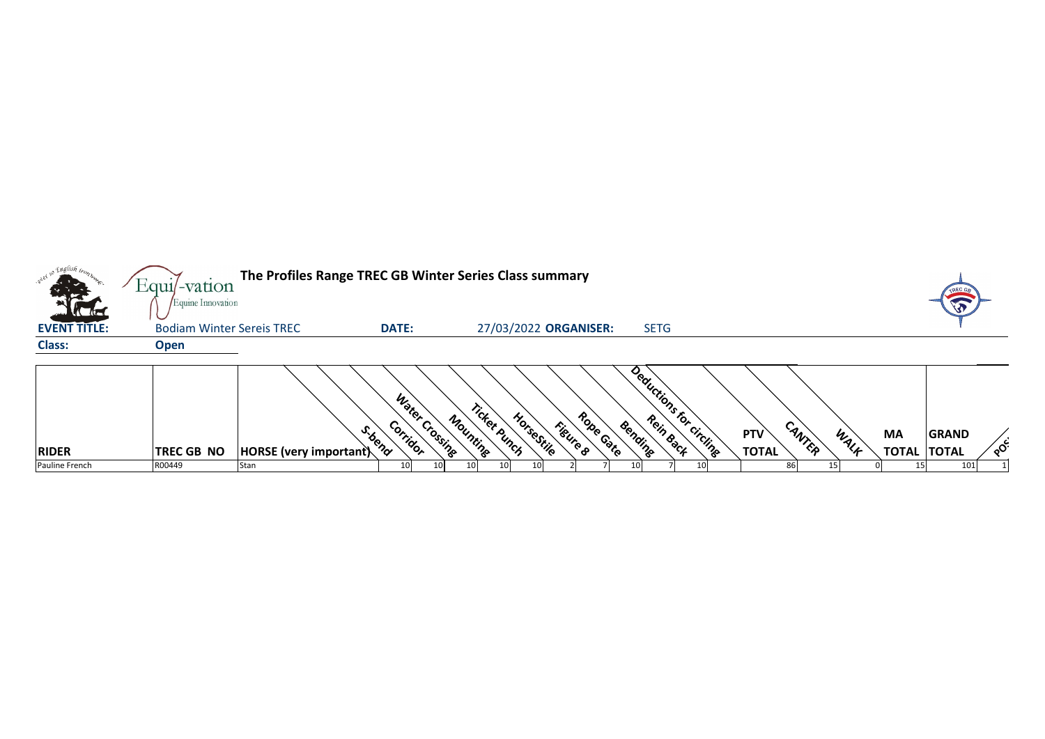**The Profiles Range TREC GB Winter Series Class summary**

**EVENT TITLE:** Bodiam Winter Sereis TREC **DATE:** 27/03/2022 **ORGANISER:** SETG

**Class:** Open

| RIDER | TREC GB NO | HORSE (very important) | S-bend | Corridor | Water Crossing | Mounting | Ticket Punch | HorseStile | Figure 8 | Rope Gate | Bending | Rein Back | Deductions for circling | PTV TOTAL | CANTER | WALK | MA TOTAL | GRAND TOTAL | POS |
|---|---|---|---|---|---|---|---|---|---|---|---|---|---|---|---|---|---|---|---|
| Pauline French | R00449 | Stan | 10 | 10 | 10 | 10 | 10 | 2 | 7 | 10 | 7 | 10 | | 86 | 15 | 0 | 15 | 101 | 1 |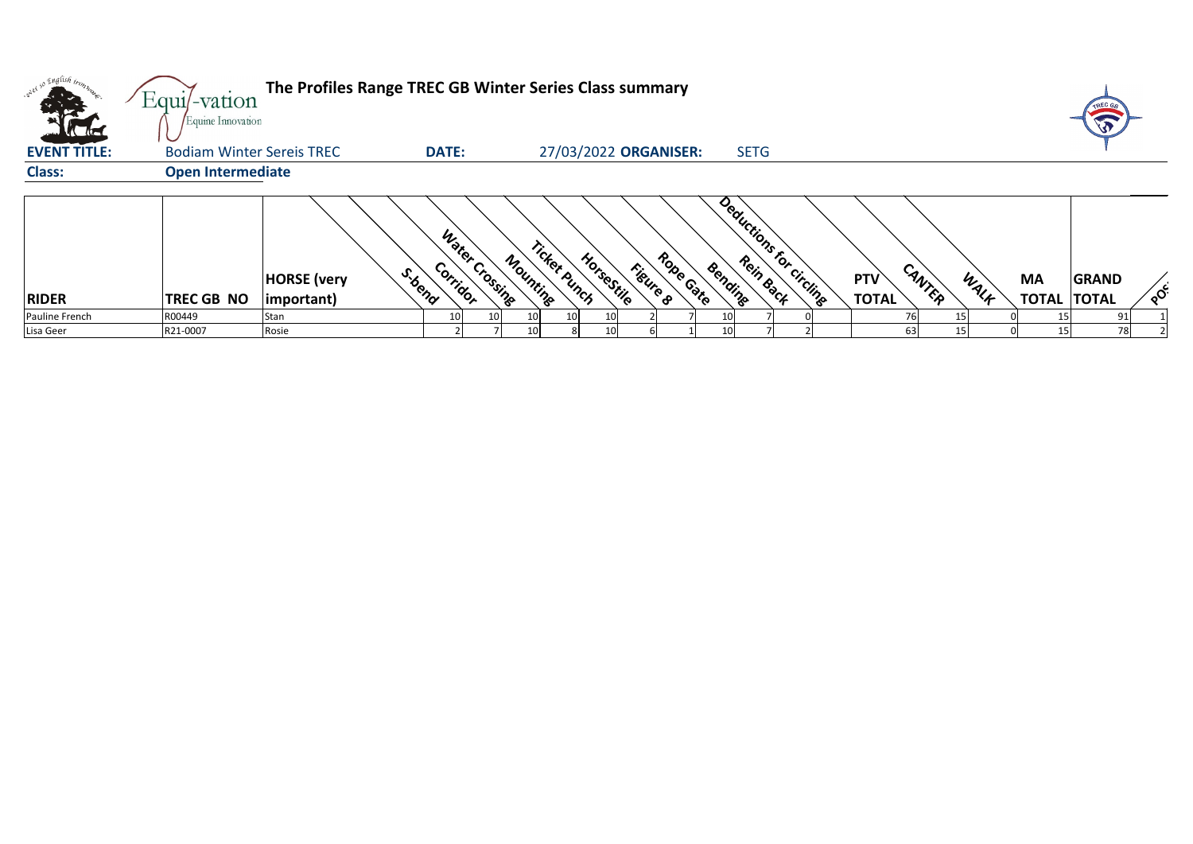# The Profiles Range TREC GB Winter Series Class summary

**EVENT TITLE:** Bodiam Winter Sereis TREC **DATE:** 27/03/2022 **ORGANISER:** SETG

**Class:** Open Intermediate

| RIDER | TREC GB NO | HORSE (very important) | S-bend | Corridor | Water Crossing | Mounting | Ticket Punch | HorseStile | Figure 8 | Rope Gate | Bending | Rein Back | Deductions for circling | PTV TOTAL | CANTER | WALK | MA TOTAL | GRAND TOTAL | POS |
|---|---|---|---|---|---|---|---|---|---|---|---|---|---|---|---|---|---|---|---|
| Pauline French | R00449 | Stan | 10 | 10 | 10 | 10 | 10 | 2 | 7 | 10 | 7 | 0 | | 76 | 15 | 0 | 15 | 91 | 1 |
| Lisa Geer | R21-0007 | Rosie | 2 | 7 | 10 | 8 | 10 | 6 | 1 | 10 | 7 | 2 | | 63 | 15 | 0 | 15 | 78 | 2 |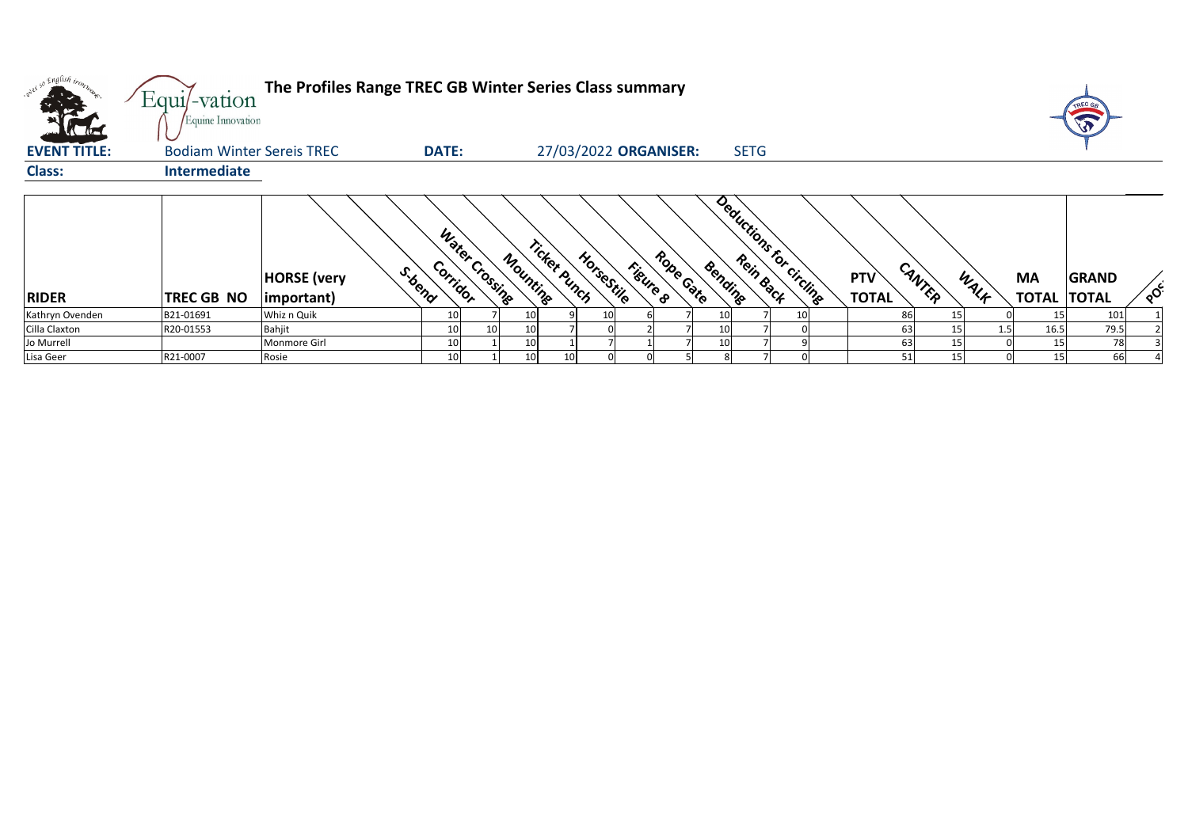# The Profiles Range TREC GB Winter Series Class summary

**EVENT TITLE:** Bodiam Winter Sereis TREC **DATE:** 27/03/2022 **ORGANISER:** SETG

**Class:** Intermediate

| RIDER | TREC GB NO | HORSE (very important) | S-bend | Corridor | Water Crossing | Mounting | Ticket Punch | HorseStile | Figure 8 | Rope Gate | Bending | Rein Back | Deductions for circling | PTV TOTAL | CANTER | WALK | MA TOTAL | GRAND TOTAL | POS |
|---|---|---|---|---|---|---|---|---|---|---|---|---|---|---|---|---|---|---|---|
| Kathryn Ovenden | B21-01691 | Whiz n Quik | 10 | 7 | 10 | 9 | 10 | 6 | 7 | 10 | 7 | 10 | | 86 | 15 | 0 | 15 | 101 | 1 |
| Cilla Claxton | R20-01553 | Bahjit | 10 | 10 | 10 | 7 | 0 | 2 | 7 | 10 | 7 | 0 | | 63 | 15 | 1.5 | 16.5 | 79.5 | 2 |
| Jo Murrell | | Monmore Girl | 10 | 1 | 10 | 1 | 7 | 1 | 7 | 10 | 7 | 9 | | 63 | 15 | 0 | 15 | 78 | 3 |
| Lisa Geer | R21-0007 | Rosie | 10 | 1 | 10 | 10 | 0 | 0 | 5 | 8 | 7 | 0 | | 51 | 15 | 0 | 15 | 66 | 4 |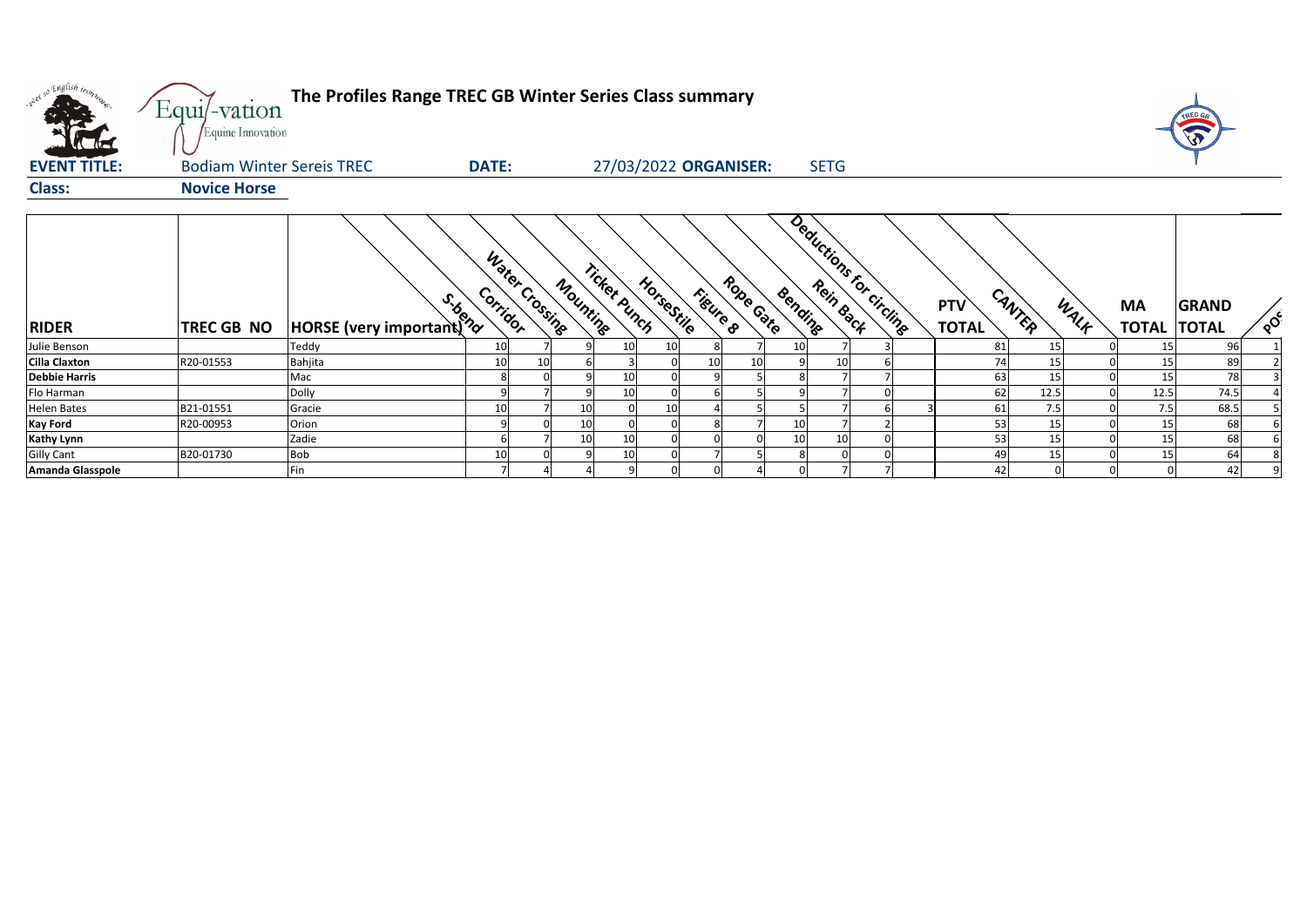# The Profiles Range TREC GB Winter Series Class summary

**EVENT TITLE:** Bodiam Winter Sereis TREC **DATE:** 27/03/2022 **ORGANISER:** SETG

**Class:** Novice Horse

| RIDER | TREC GB NO | HORSE (very important) | S-bend | Corridor | Water Crossing | Mounting | Ticket Punch | HorseStile | Figure 8 | Rope Gate | Bending | Rein Back | Deductions for circling | PTV TOTAL | CANTER | WALK | MA TOTAL | GRAND TOTAL | POS |
|---|---|---|---|---|---|---|---|---|---|---|---|---|---|---|---|---|---|---|---|
| Julie Benson | | Teddy | 10 | 7 | 9 | 10 | 10 | 8 | 7 | 10 | 7 | 3 | | 81 | 15 | 0 | 15 | 96 | 1 |
| **Cilla Claxton** | R20-01553 | Bahjita | 10 | 10 | 6 | 3 | 0 | 10 | 10 | 9 | 10 | 6 | | 74 | 15 | 0 | 15 | 89 | 2 |
| **Debbie Harris** | | Mac | 8 | 0 | 9 | 10 | 0 | 9 | 5 | 8 | 7 | 7 | | 63 | 15 | 0 | 15 | 78 | 3 |
| Flo Harman | | Dolly | 9 | 7 | 9 | 10 | 0 | 6 | 5 | 9 | 7 | 0 | | 62 | 12.5 | 0 | 12.5 | 74.5 | 4 |
| Helen Bates | B21-01551 | Gracie | 10 | 7 | 10 | 0 | 10 | 4 | 5 | 5 | 7 | 6 | 3 | 61 | 7.5 | 0 | 7.5 | 68.5 | 5 |
| **Kay Ford** | R20-00953 | Orion | 9 | 0 | 10 | 0 | 0 | 8 | 7 | 10 | 7 | 2 | | 53 | 15 | 0 | 15 | 68 | 6 |
| **Kathy Lynn** | | Zadie | 6 | 7 | 10 | 10 | 0 | 0 | 0 | 10 | 10 | 0 | | 53 | 15 | 0 | 15 | 68 | 6 |
| Gilly Cant | B20-01730 | Bob | 10 | 0 | 9 | 10 | 0 | 7 | 5 | 8 | 0 | 0 | | 49 | 15 | 0 | 15 | 64 | 8 |
| **Amanda Glasspole** | | Fin | 7 | 4 | 4 | 9 | 0 | 0 | 4 | 0 | 7 | 7 | | 42 | 0 | 0 | 0 | 42 | 9 |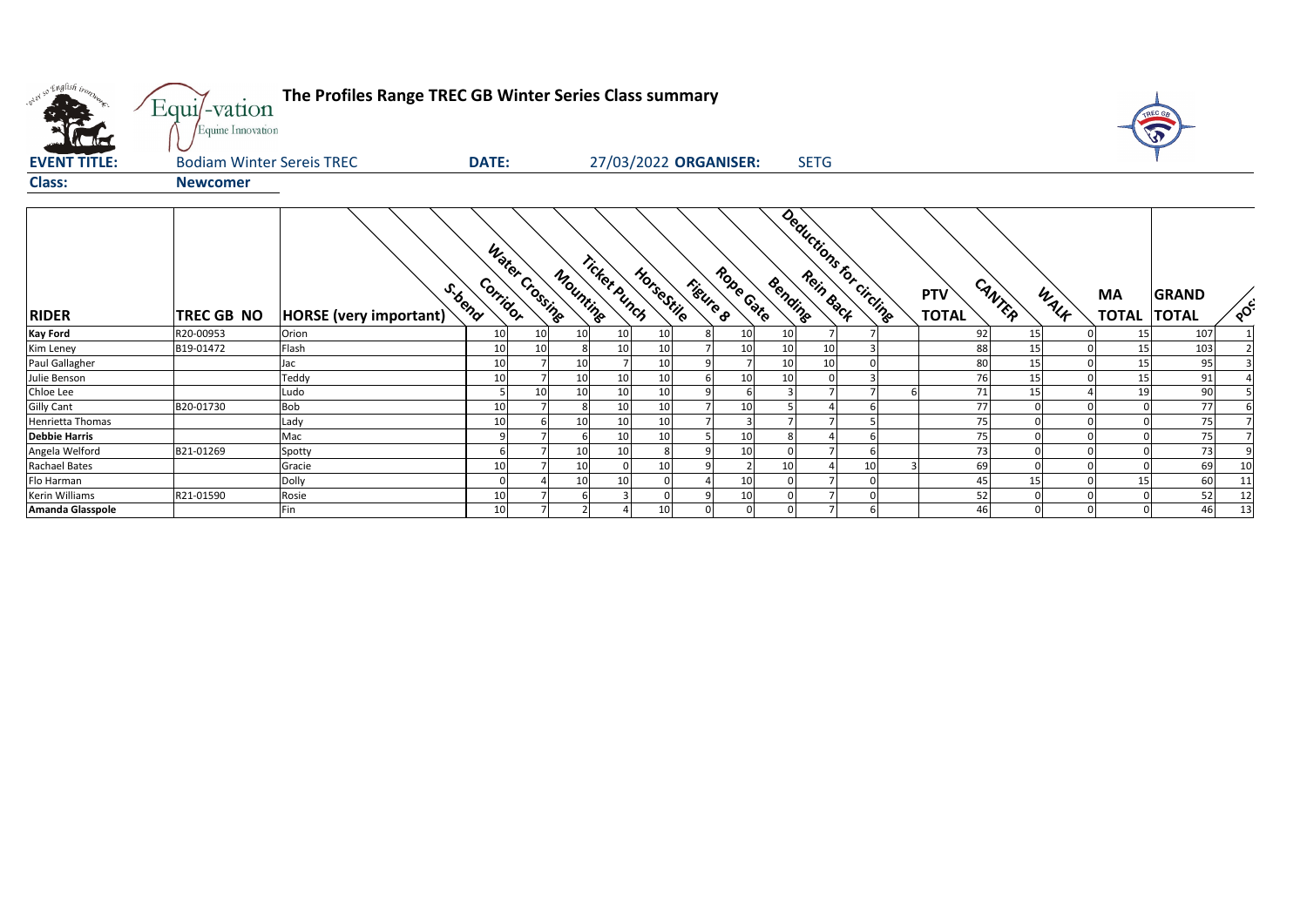# The Profiles Range TREC GB Winter Series Class summary

**EVENT TITLE:** Bodiam Winter Sereis TREC **DATE:** 27/03/2022 **ORGANISER:** SETG

**Class:** Newcomer

| RIDER | TREC GB NO | HORSE (very important) | S-bend | Corridor | Water Crossing | Mounting | Ticket Punch | Horsestile | Figure 8 | Rope Gate | Bending | Rein Back | Deductions for circling | PTV TOTAL | CANTER | WALK | MA TOTAL | GRAND TOTAL | POS |
|---|---|---|---|---|---|---|---|---|---|---|---|---|---|---|---|---|---|---|---|
| **Kay Ford** | R20-00953 | Orion | 10 | 10 | 10 | 10 | 10 | 8 | 10 | 10 | 7 | 7 | | 92 | 15 | 0 | 15 | 107 | 1 |
| Kim Leney | B19-01472 | Flash | 10 | 10 | 8 | 10 | 10 | 7 | 10 | 10 | 10 | 3 | | 88 | 15 | 0 | 15 | 103 | 2 |
| Paul Gallagher | | Jac | 10 | 7 | 10 | 7 | 10 | 9 | 7 | 10 | 10 | 0 | | 80 | 15 | 0 | 15 | 95 | 3 |
| Julie Benson | | Teddy | 10 | 7 | 10 | 10 | 10 | 6 | 10 | 10 | 0 | 3 | | 76 | 15 | 0 | 15 | 91 | 4 |
| Chloe Lee | | Ludo | 5 | 10 | 10 | 10 | 10 | 9 | 6 | 3 | 7 | 7 | 6 | 71 | 15 | 4 | 19 | 90 | 5 |
| Gilly Cant | B20-01730 | Bob | 10 | 7 | 8 | 10 | 10 | 7 | 10 | 5 | 4 | 6 | | 77 | 0 | 0 | 0 | 77 | 6 |
| Henrietta Thomas | | Lady | 10 | 6 | 10 | 10 | 10 | 7 | 3 | 7 | 7 | 5 | | 75 | 0 | 0 | 0 | 75 | 7 |
| **Debbie Harris** | | Mac | 9 | 7 | 6 | 10 | 10 | 5 | 10 | 8 | 4 | 6 | | 75 | 0 | 0 | 0 | 75 | 7 |
| Angela Welford | B21-01269 | Spotty | 6 | 7 | 10 | 10 | 8 | 9 | 10 | 0 | 7 | 6 | | 73 | 0 | 0 | 0 | 73 | 9 |
| Rachael Bates | | Gracie | 10 | 7 | 10 | 0 | 10 | 9 | 2 | 10 | 4 | 10 | 3 | 69 | 0 | 0 | 0 | 69 | 10 |
| Flo Harman | | Dolly | 0 | 4 | 10 | 10 | 0 | 4 | 10 | 0 | 7 | 0 | | 45 | 15 | 0 | 15 | 60 | 11 |
| Kerin Williams | R21-01590 | Rosie | 10 | 7 | 6 | 3 | 0 | 9 | 10 | 0 | 7 | 0 | | 52 | 0 | 0 | 0 | 52 | 12 |
| **Amanda Glasspole** | | Fin | 10 | 7 | 2 | 4 | 10 | 0 | 0 | 0 | 7 | 6 | | 46 | 0 | 0 | 0 | 46 | 13 |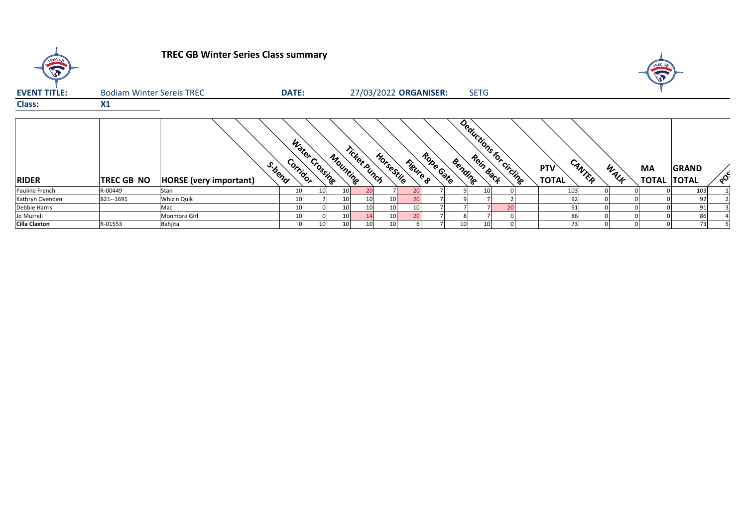# TREC GB Winter Series Class summary

**EVENT TITLE:** Bodiam Winter Sereis TREC **DATE:** 27/03/2022 **ORGANISER:** SETG

**Class:** X1

| RIDER | TREC GB NO | HORSE (very important) | S-bend | Corridor | Water Crossing | Mounting | Ticket Punch | HorseStile | Figure 8 | Rope Gate | Bending | Rein Back | Deductions for circling | PTV TOTAL | CANTER | WALK | MA TOTAL | GRAND TOTAL | POS |
|---|---|---|---|---|---|---|---|---|---|---|---|---|---|---|---|---|---|---|---|
| Pauline French | R-00449 | Stan | 10 | 10 | 10 | 20 | 7 | 20 | 7 | 9 | 10 | 0 | | 103 | 0 | 0 | 0 | 103 | 1 |
| Kathryn Ovenden | B21--1691 | Whiz n Quik | 10 | 7 | 10 | 10 | 10 | 20 | 7 | 9 | 7 | 2 | | 92 | 0 | 0 | 0 | 92 | 2 |
| Debbie Harris | | Mac | 10 | 0 | 10 | 10 | 10 | 10 | 7 | 7 | 7 | 20 | | 91 | 0 | 0 | 0 | 91 | 3 |
| Jo Murrell | | Monmore Girl | 10 | 0 | 10 | 14 | 10 | 20 | 7 | 8 | 7 | 0 | | 86 | 0 | 0 | 0 | 86 | 4 |
| **Cilla Claxton** | R-01553 | Bahjita | 0 | 10 | 10 | 10 | 10 | 6 | 7 | 10 | 10 | 0 | | 73 | 0 | 0 | 0 | 73 | 5 |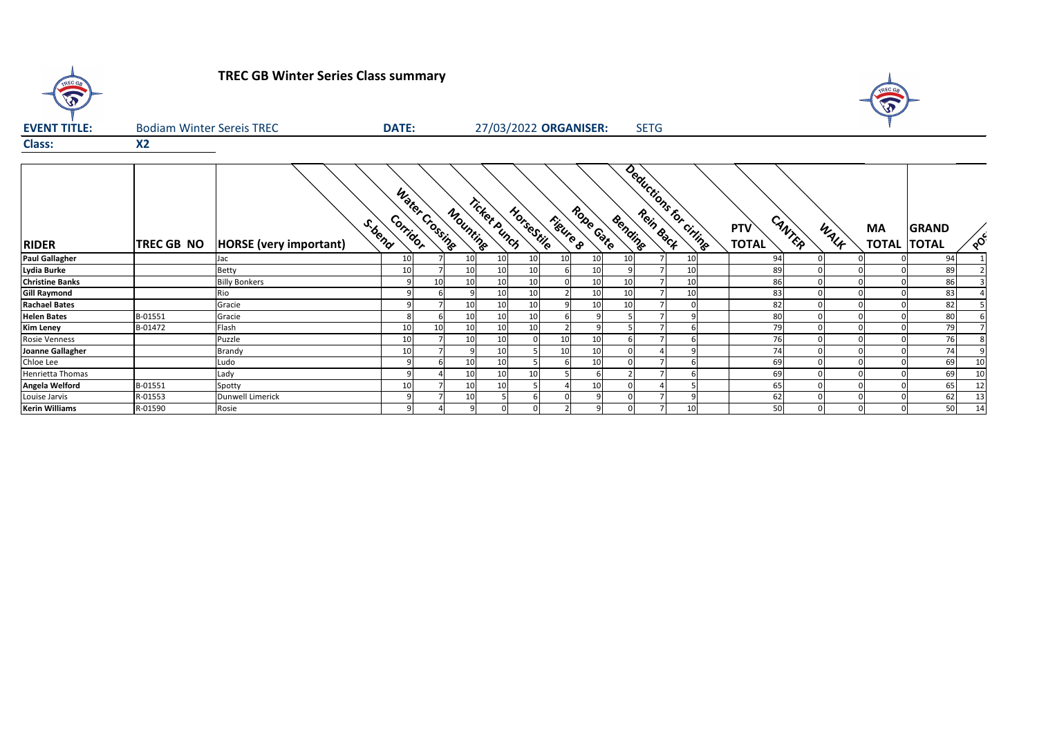## TREC GB Winter Series Class summary

**EVENT TITLE:** Bodiam Winter Sereis TREC **DATE:** 27/03/2022 **ORGANISER:** SETG

**Class:** X2

| RIDER | TREC GB NO | HORSE (very important) | S-bend | Corridor | Water Crossing | Mounting | Ticket Punch | HorseStile | Figure 8 | Rope Gate | Bending | Rein Back | Deductions for cirling | PTV TOTAL | CANTER | WALK | MA TOTAL | GRAND TOTAL | POS |
|---|---|---|---|---|---|---|---|---|---|---|---|---|---|---|---|---|---|---|---|
| **Paul Gallagher** | | Jac | 10 | 7 | 10 | 10 | 10 | 10 | 10 | 10 | 7 | 10 | | 94 | 0 | 0 | 0 | 94 | 1 |
| **Lydia Burke** | | Betty | 10 | 7 | 10 | 10 | 10 | 6 | 10 | 9 | 7 | 10 | | 89 | 0 | 0 | 0 | 89 | 2 |
| **Christine Banks** | | Billy Bonkers | 9 | 10 | 10 | 10 | 10 | 0 | 10 | 10 | 7 | 10 | | 86 | 0 | 0 | 0 | 86 | 3 |
| **Gill Raymond** | | Rio | 9 | 6 | 9 | 10 | 10 | 2 | 10 | 10 | 7 | 10 | | 83 | 0 | 0 | 0 | 83 | 4 |
| **Rachael Bates** | | Gracie | 9 | 7 | 10 | 10 | 10 | 9 | 10 | 10 | 7 | 0 | | 82 | 0 | 0 | 0 | 82 | 5 |
| **Helen Bates** | B-01551 | Gracie | 8 | 6 | 10 | 10 | 10 | 6 | 9 | 5 | 7 | 9 | | 80 | 0 | 0 | 0 | 80 | 6 |
| **Kim Leney** | B-01472 | Flash | 10 | 10 | 10 | 10 | 10 | 2 | 9 | 5 | 7 | 6 | | 79 | 0 | 0 | 0 | 79 | 7 |
| Rosie Venness | | Puzzle | 10 | 7 | 10 | 10 | 0 | 10 | 10 | 6 | 7 | 6 | | 76 | 0 | 0 | 0 | 76 | 8 |
| **Joanne Gallagher** | | Brandy | 10 | 7 | 9 | 10 | 5 | 10 | 10 | 0 | 4 | 9 | | 74 | 0 | 0 | 0 | 74 | 9 |
| Chloe Lee | | Ludo | 9 | 6 | 10 | 10 | 5 | 6 | 10 | 0 | 7 | 6 | | 69 | 0 | 0 | 0 | 69 | 10 |
| Henrietta Thomas | | Lady | 9 | 4 | 10 | 10 | 10 | 5 | 6 | 2 | 7 | 6 | | 69 | 0 | 0 | 0 | 69 | 10 |
| **Angela Welford** | B-01551 | Spotty | 10 | 7 | 10 | 10 | 5 | 4 | 10 | 0 | 4 | 5 | | 65 | 0 | 0 | 0 | 65 | 12 |
| Louise Jarvis | R-01553 | Dunwell Limerick | 9 | 7 | 10 | 5 | 6 | 0 | 9 | 0 | 7 | 9 | | 62 | 0 | 0 | 0 | 62 | 13 |
| **Kerin Williams** | R-01590 | Rosie | 9 | 4 | 9 | 0 | 0 | 2 | 9 | 0 | 7 | 10 | | 50 | 0 | 0 | 0 | 50 | 14 |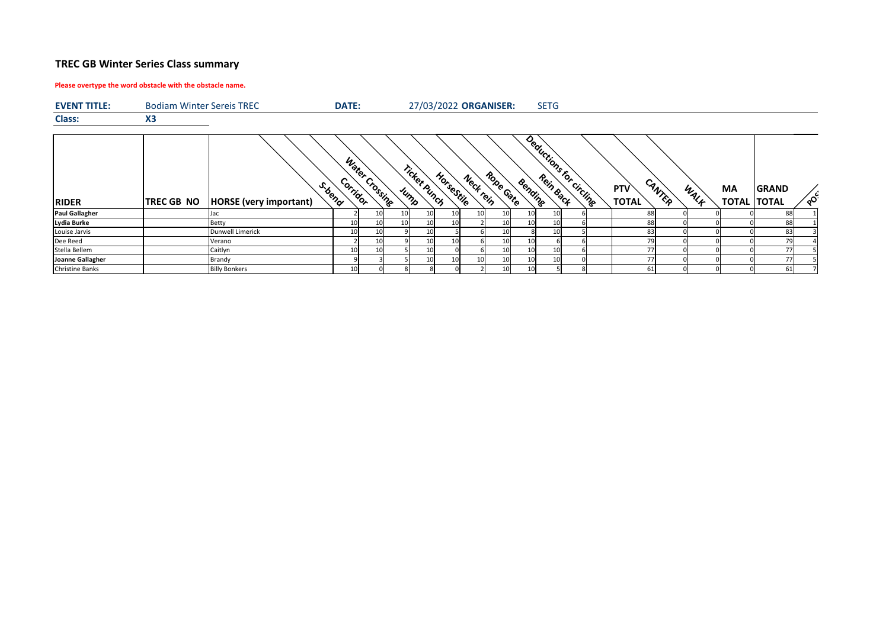## TREC GB Winter Series Class summary

**Please overtype the word obstacle with the obstacle name.**

**EVENT TITLE:** Bodiam Winter Sereis TREC **DATE:** 27/03/2022 **ORGANISER:** SETG

**Class:** X3

| RIDER | TREC GB NO | HORSE (very important) | S-bend | Corridor | Water Crossing | Jump | Ticket Punch | HorseStile | Neck rein | Rope Gate | Bending | Rein Back | Deductions for circling | PTV TOTAL | CANTER | WALK | MA TOTAL | GRAND TOTAL | POS |
|---|---|---|---|---|---|---|---|---|---|---|---|---|---|---|---|---|---|---|---|
| **Paul Gallagher** | | Jac | 2 | 10 | 10 | 10 | 10 | 10 | 10 | 10 | 10 | 6 | | 88 | 0 | 0 | 0 | 88 | 1 |
| **Lydia Burke** | | Betty | 10 | 10 | 10 | 10 | 10 | 2 | 10 | 10 | 10 | 6 | | 88 | 0 | 0 | 0 | 88 | 1 |
| Louise Jarvis | | Dunwell Limerick | 10 | 10 | 9 | 10 | 5 | 6 | 10 | 8 | 10 | 5 | | 83 | 0 | 0 | 0 | 83 | 3 |
| Dee Reed | | Verano | 2 | 10 | 9 | 10 | 10 | 6 | 10 | 10 | 6 | 6 | | 79 | 0 | 0 | 0 | 79 | 4 |
| Stella Bellem | | Caitlyn | 10 | 10 | 5 | 10 | 0 | 6 | 10 | 10 | 10 | 6 | | 77 | 0 | 0 | 0 | 77 | 5 |
| **Joanne Gallagher** | | Brandy | 9 | 3 | 5 | 10 | 10 | 10 | 10 | 10 | 10 | 0 | | 77 | 0 | 0 | 0 | 77 | 5 |
| Christine Banks | | Billy Bonkers | 10 | 0 | 8 | 8 | 0 | 2 | 10 | 10 | 5 | 8 | | 61 | 0 | 0 | 0 | 61 | 7 |